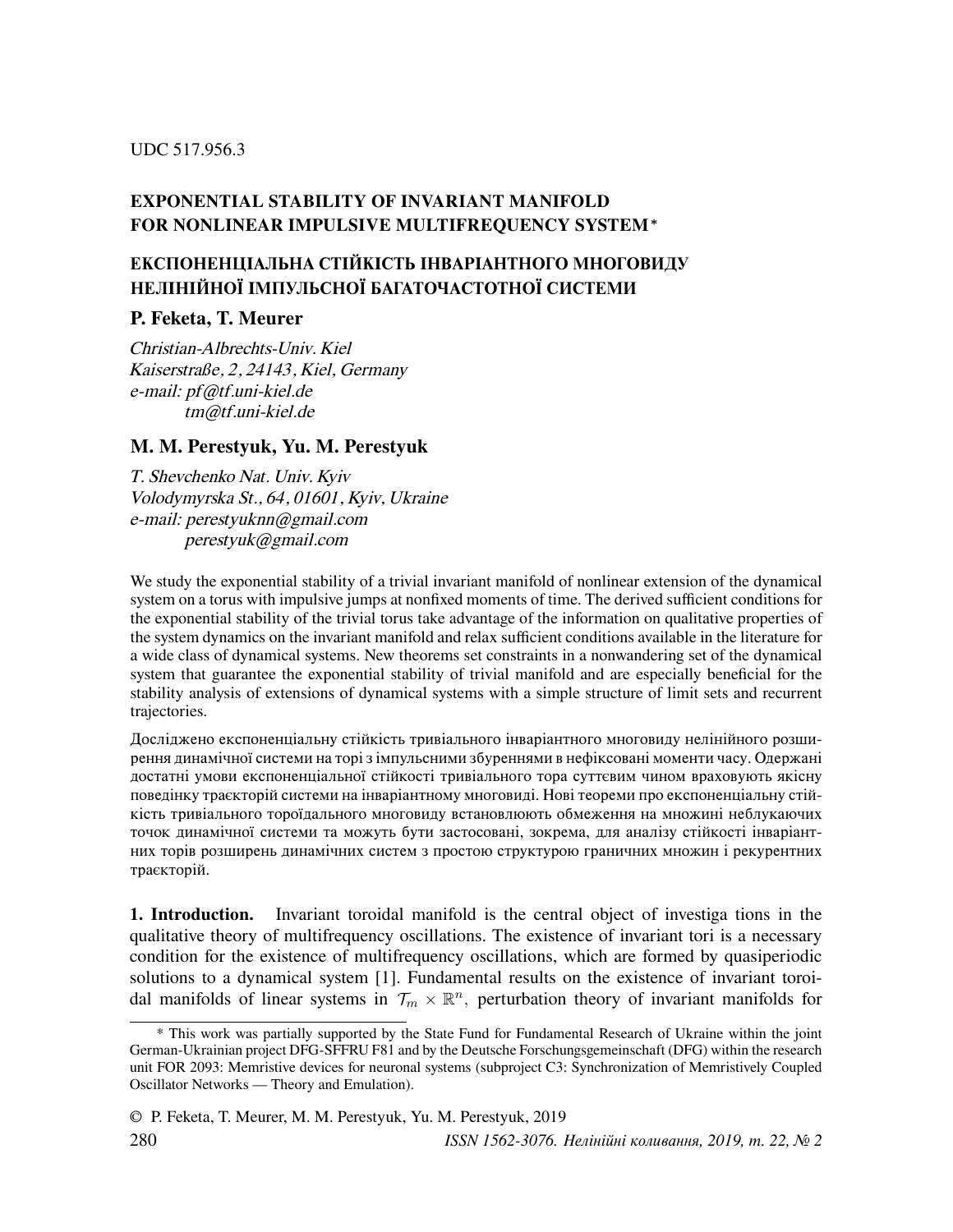UDC 517.956.3

# EXPONENTIAL STABILITY OF INVARIANT MANIFOLD FOR NONLINEAR IMPULSIVE MULTIFREQUENCY SYSTEM*

# ЕКСПОНЕНЦІАЛЬНА СТІЙКІСТЬ ІНВАРІАНТНОГО МНОГОВИДУ НЕЛІНІЙНОЇ ІМПУЛЬСНОЇ БАГАТОЧАСТОТНОЇ СИСТЕМИ

## P. Feketa, T. Meurer

*Christian-Albrechts-Univ. Kiel*
*Kaiserstraße, 2, 24143, Kiel, Germany*
*e-mail: pf@tf.uni-kiel.de*
*tm@tf.uni-kiel.de*

## M. M. Perestyuk, Yu. M. Perestyuk

*T. Shevchenko Nat. Univ. Kyiv*
*Volodymyrska St., 64, 01601, Kyiv, Ukraine*
*e-mail: perestyuknn@gmail.com*
*perestyuk@gmail.com*

We study the exponential stability of a trivial invariant manifold of nonlinear extension of the dynamical system on a torus with impulsive jumps at nonfixed moments of time. The derived sufficient conditions for the exponential stability of the trivial torus take advantage of the information on qualitative properties of the system dynamics on the invariant manifold and relax sufficient conditions available in the literature for a wide class of dynamical systems. New theorems set constraints in a nonwandering set of the dynamical system that guarantee the exponential stability of trivial manifold and are especially beneficial for the stability analysis of extensions of dynamical systems with a simple structure of limit sets and recurrent trajectories.

Досліджено експоненціальну стійкість тривіального інваріантного многовиду нелінійного розширення динамічної системи на торі з імпульсними збуреннями в нефіксовані моменти часу. Одержані достатні умови експоненціальної стійкості тривіального тора суттєвим чином враховують якісну поведінку траєкторій системи на інваріантному многовиді. Нові теореми про експоненціальну стійкість тривіального тороїдального многовиду встановлюють обмеження на множині неблукаючих точок динамічної системи та можуть бути застосовані, зокрема, для аналізу стійкості інваріантних торів розширень динамічних систем з простою структурою граничних множин і рекурентних траєкторій.

**1. Introduction.** Invariant toroidal manifold is the central object of investiga tions in the qualitative theory of multifrequency oscillations. The existence of invariant tori is a necessary condition for the existence of multifrequency oscillations, which are formed by quasiperiodic solutions to a dynamical system [1]. Fundamental results on the existence of invariant toroidal manifolds of linear systems in $\mathcal{T}_m \times \mathbb{R}^n$, perturbation theory of invariant manifolds for

---

* This work was partially supported by the State Fund for Fundamental Research of Ukraine within the joint German-Ukrainian project DFG-SFFRU F81 and by the Deutsche Forschungsgemeinschaft (DFG) within the research unit FOR 2093: Memristive devices for neuronal systems (subproject C3: Synchronization of Memristively Coupled Oscillator Networks — Theory and Emulation).

© P. Feketa, T. Meurer, M. M. Perestyuk, Yu. M. Perestyuk, 2019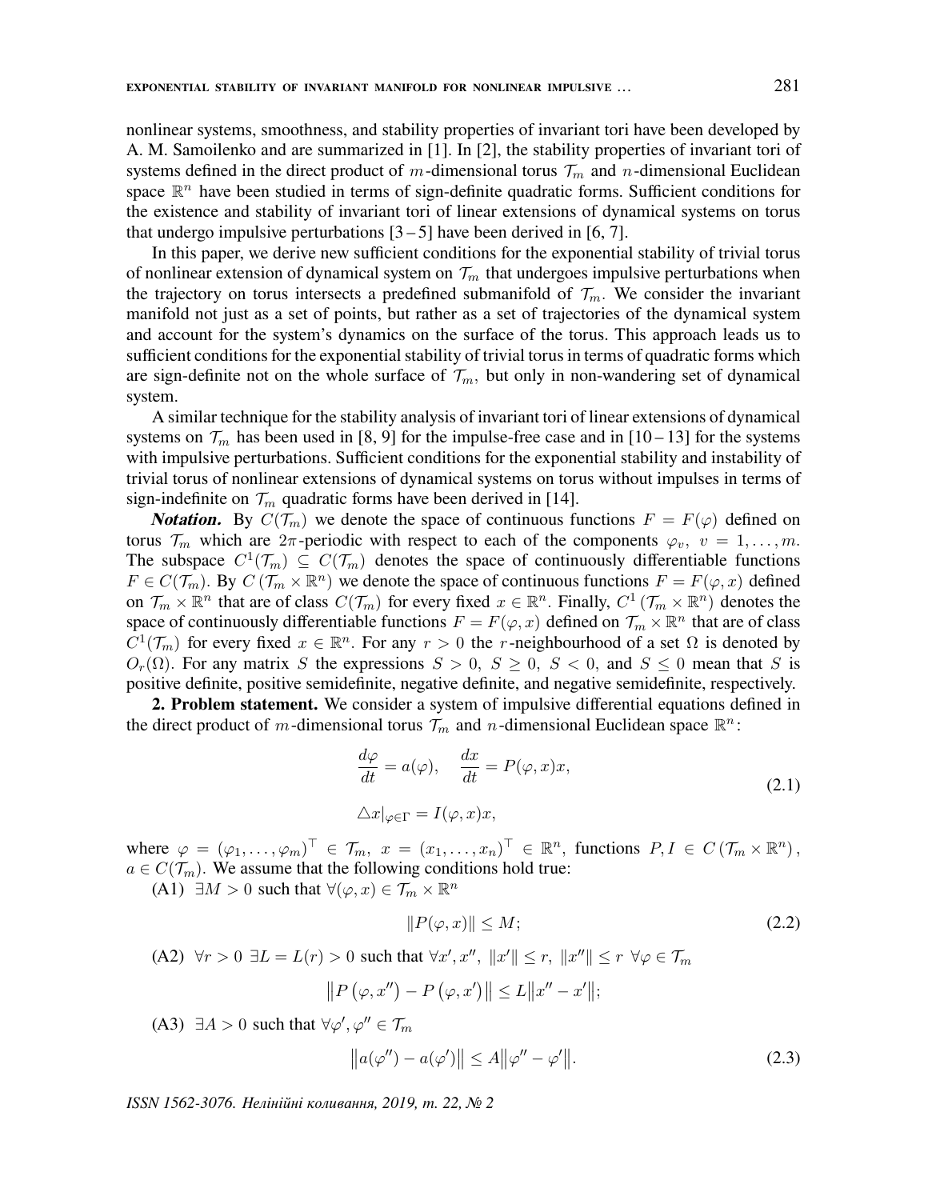nonlinear systems, smoothness, and stability properties of invariant tori have been developed by A. M. Samoilenko and are summarized in [1]. In [2], the stability properties of invariant tori of systems defined in the direct product of $m$-dimensional torus $\mathcal{T}_m$ and $n$-dimensional Euclidean space $\mathbb{R}^n$ have been studied in terms of sign-definite quadratic forms. Sufficient conditions for the existence and stability of invariant tori of linear extensions of dynamical systems on torus that undergo impulsive perturbations [3 – 5] have been derived in [6, 7].

In this paper, we derive new sufficient conditions for the exponential stability of trivial torus of nonlinear extension of dynamical system on $\mathcal{T}_m$ that undergoes impulsive perturbations when the trajectory on torus intersects a predefined submanifold of $\mathcal{T}_m$. We consider the invariant manifold not just as a set of points, but rather as a set of trajectories of the dynamical system and account for the system's dynamics on the surface of the torus. This approach leads us to sufficient conditions for the exponential stability of trivial torus in terms of quadratic forms which are sign-definite not on the whole surface of $\mathcal{T}_m$, but only in non-wandering set of dynamical system.

A similar technique for the stability analysis of invariant tori of linear extensions of dynamical systems on $\mathcal{T}_m$ has been used in [8, 9] for the impulse-free case and in [10 – 13] for the systems with impulsive perturbations. Sufficient conditions for the exponential stability and instability of trivial torus of nonlinear extensions of dynamical systems on torus without impulses in terms of sign-indefinite on $\mathcal{T}_m$ quadratic forms have been derived in [14].

***Notation.*** By $C(\mathcal{T}_m)$ we denote the space of continuous functions $F = F(\varphi)$ defined on torus $\mathcal{T}_m$ which are $2\pi$-periodic with respect to each of the components $\varphi_v,\ v = 1, \ldots, m$. The subspace $C^1(\mathcal{T}_m) \subseteq C(\mathcal{T}_m)$ denotes the space of continuously differentiable functions $F \in C(\mathcal{T}_m)$. By $C(\mathcal{T}_m \times \mathbb{R}^n)$ we denote the space of continuous functions $F = F(\varphi, x)$ defined on $\mathcal{T}_m \times \mathbb{R}^n$ that are of class $C(\mathcal{T}_m)$ for every fixed $x \in \mathbb{R}^n$. Finally, $C^1(\mathcal{T}_m \times \mathbb{R}^n)$ denotes the space of continuously differentiable functions $F = F(\varphi, x)$ defined on $\mathcal{T}_m \times \mathbb{R}^n$ that are of class $C^1(\mathcal{T}_m)$ for every fixed $x \in \mathbb{R}^n$. For any $r > 0$ the $r$-neighbourhood of a set $\Omega$ is denoted by $O_r(\Omega)$. For any matrix $S$ the expressions $S > 0,\ S \geq 0,\ S < 0$, and $S \leq 0$ mean that $S$ is positive definite, positive semidefinite, negative definite, and negative semidefinite, respectively.

**2. Problem statement.** We consider a system of impulsive differential equations defined in the direct product of $m$-dimensional torus $\mathcal{T}_m$ and $n$-dimensional Euclidean space $\mathbb{R}^n$:

$$
\frac{d\varphi}{dt} = a(\varphi), \quad \frac{dx}{dt} = P(\varphi, x)x,
$$
$$
\triangle x|_{\varphi \in \Gamma} = I(\varphi, x)x, \tag{2.1}
$$

where $\varphi = (\varphi_1, \ldots, \varphi_m)^\top \in \mathcal{T}_m,\ x = (x_1, \ldots, x_n)^\top \in \mathbb{R}^n$, functions $P, I \in C(\mathcal{T}_m \times \mathbb{R}^n)$, $a \in C(\mathcal{T}_m)$. We assume that the following conditions hold true:

(A1) $\exists M > 0$ such that $\forall (\varphi, x) \in \mathcal{T}_m \times \mathbb{R}^n$

$$
\|P(\varphi, x)\| \leq M; \tag{2.2}
$$

(A2) $\forall r > 0\ \exists L = L(r) > 0$ such that $\forall x', x'',\ \|x'\| \leq r,\ \|x''\| \leq r\ \forall \varphi \in \mathcal{T}_m$

$$
\left\|P\left(\varphi, x''\right) - P\left(\varphi, x'\right)\right\| \leq L\left\|x'' - x'\right\|;
$$

(A3) $\exists A > 0$ such that $\forall \varphi', \varphi'' \in \mathcal{T}_m$

$$
\left\|a(\varphi'') - a(\varphi')\right\| \leq A\left\|\varphi'' - \varphi'\right\|. \tag{2.3}
$$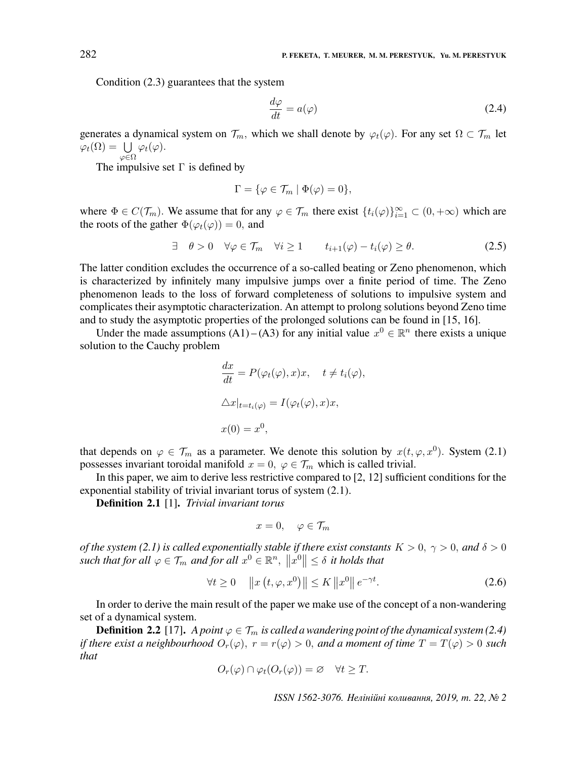Condition (2.3) guarantees that the system

$$\frac{d\varphi}{dt} = a(\varphi) \tag{2.4}$$

generates a dynamical system on $\mathcal{T}_m$, which we shall denote by $\varphi_t(\varphi)$. For any set $\Omega \subset \mathcal{T}_m$ let $\varphi_t(\Omega) = \bigcup\limits_{\varphi \in \Omega} \varphi_t(\varphi)$.

The impulsive set $\Gamma$ is defined by

$$\Gamma = \{\varphi \in \mathcal{T}_m \mid \Phi(\varphi) = 0\},$$

where $\Phi \in C(\mathcal{T}_m)$. We assume that for any $\varphi \in \mathcal{T}_m$ there exist $\{t_i(\varphi)\}_{i=1}^{\infty} \subset (0, +\infty)$ which are the roots of the gather $\Phi(\varphi_t(\varphi)) = 0$, and

$$\exists \quad \theta > 0 \quad \forall \varphi \in \mathcal{T}_m \quad \forall i \geq 1 \qquad t_{i+1}(\varphi) - t_i(\varphi) \geq \theta. \tag{2.5}$$

The latter condition excludes the occurrence of a so-called beating or Zeno phenomenon, which is characterized by infinitely many impulsive jumps over a finite period of time. The Zeno phenomenon leads to the loss of forward completeness of solutions to impulsive system and complicates their asymptotic characterization. An attempt to prolong solutions beyond Zeno time and to study the asymptotic properties of the prolonged solutions can be found in [15, 16].

Under the made assumptions (A1) – (A3) for any initial value $x^0 \in \mathbb{R}^n$ there exists a unique solution to the Cauchy problem

$$\frac{dx}{dt} = P(\varphi_t(\varphi), x)x, \quad t \neq t_i(\varphi),$$

$$\triangle x|_{t=t_i(\varphi)} = I(\varphi_t(\varphi), x)x,$$

$$x(0) = x^0,$$

that depends on $\varphi \in \mathcal{T}_m$ as a parameter. We denote this solution by $x(t, \varphi, x^0)$. System (2.1) possesses invariant toroidal manifold $x = 0$, $\varphi \in \mathcal{T}_m$ which is called trivial.

In this paper, we aim to derive less restrictive compared to [2, 12] sufficient conditions for the exponential stability of trivial invariant torus of system (2.1).

**Definition 2.1** [1]. *Trivial invariant torus*

$$x = 0, \quad \varphi \in \mathcal{T}_m$$

*of the system (2.1) is called exponentially stable if there exist constants $K > 0$, $\gamma > 0$, and $\delta > 0$ such that for all $\varphi \in \mathcal{T}_m$ and for all $x^0 \in \mathbb{R}^n$, $\|x^0\| \leq \delta$ it holds that*

$$\forall t \geq 0 \quad \left\| x\left(t, \varphi, x^0\right) \right\| \leq K \left\| x^0 \right\| e^{-\gamma t}. \tag{2.6}$$

In order to derive the main result of the paper we make use of the concept of a non-wandering set of a dynamical system.

**Definition 2.2** [17]. *A point $\varphi \in \mathcal{T}_m$ is called a wandering point of the dynamical system (2.4) if there exist a neighbourhood $O_r(\varphi)$, $r = r(\varphi) > 0$, and a moment of time $T = T(\varphi) > 0$ such that*

$$O_r(\varphi) \cap \varphi_t(O_r(\varphi)) = \varnothing \quad \forall t \geq T.$$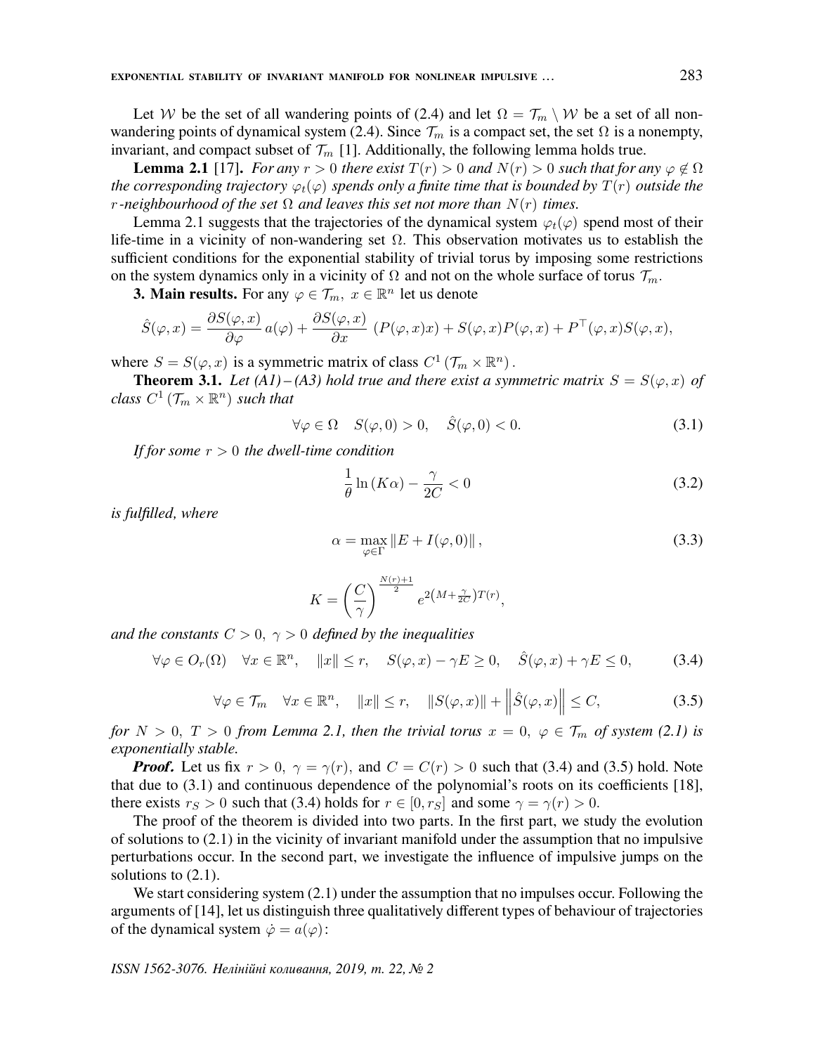Let $\mathcal{W}$ be the set of all wandering points of (2.4) and let $\Omega = \mathcal{T}_m \setminus \mathcal{W}$ be a set of all non-wandering points of dynamical system (2.4). Since $\mathcal{T}_m$ is a compact set, the set $\Omega$ is a nonempty, invariant, and compact subset of $\mathcal{T}_m$ [1]. Additionally, the following lemma holds true.

**Lemma 2.1** [17]. *For any $r > 0$ there exist $T(r) > 0$ and $N(r) > 0$ such that for any $\varphi \notin \Omega$ the corresponding trajectory $\varphi_t(\varphi)$ spends only a finite time that is bounded by $T(r)$ outside the $r$-neighbourhood of the set $\Omega$ and leaves this set not more than $N(r)$ times.*

Lemma 2.1 suggests that the trajectories of the dynamical system $\varphi_t(\varphi)$ spend most of their life-time in a vicinity of non-wandering set $\Omega$. This observation motivates us to establish the sufficient conditions for the exponential stability of trivial torus by imposing some restrictions on the system dynamics only in a vicinity of $\Omega$ and not on the whole surface of torus $\mathcal{T}_m$.

**3. Main results.** For any $\varphi \in \mathcal{T}_m,\ x \in \mathbb{R}^n$ let us denote

$$\hat{S}(\varphi, x) = \frac{\partial S(\varphi, x)}{\partial \varphi}\, a(\varphi) + \frac{\partial S(\varphi, x)}{\partial x}\, \left(P(\varphi, x)x\right) + S(\varphi, x)P(\varphi, x) + P^{\top}(\varphi, x)S(\varphi, x),$$

where $S = S(\varphi, x)$ is a symmetric matrix of class $C^1\left(\mathcal{T}_m \times \mathbb{R}^n\right)$.

**Theorem 3.1.** *Let (A1)–(A3) hold true and there exist a symmetric matrix $S = S(\varphi, x)$ of class $C^1\left(\mathcal{T}_m \times \mathbb{R}^n\right)$ such that*

$$\forall \varphi \in \Omega \quad S(\varphi, 0) > 0, \quad \hat{S}(\varphi, 0) < 0. \tag{3.1}$$

*If for some $r > 0$ the dwell-time condition*

$$\frac{1}{\theta} \ln\left(K\alpha\right) - \frac{\gamma}{2C} < 0 \tag{3.2}$$

*is fulfilled, where*

$$\alpha = \max_{\varphi \in \Gamma} \left\| E + I(\varphi, 0) \right\|, \tag{3.3}$$

$$K = \left(\frac{C}{\gamma}\right)^{\frac{N(r)+1}{2}} e^{2\left(M + \frac{\gamma}{2C}\right)T(r)},$$

*and the constants $C > 0,\ \gamma > 0$ defined by the inequalities*

$$\forall \varphi \in O_r(\Omega) \quad \forall x \in \mathbb{R}^n, \quad \|x\| \le r, \quad S(\varphi, x) - \gamma E \ge 0, \quad \hat{S}(\varphi, x) + \gamma E \le 0, \tag{3.4}$$

$$\forall \varphi \in \mathcal{T}_m \quad \forall x \in \mathbb{R}^n, \quad \|x\| \le r, \quad \|S(\varphi, x)\| + \left\|\hat{S}(\varphi, x)\right\| \le C, \tag{3.5}$$

*for $N > 0,\ T > 0$ from Lemma 2.1, then the trivial torus $x = 0,\ \varphi \in \mathcal{T}_m$ of system (2.1) is exponentially stable.*

***Proof.*** Let us fix $r > 0,\ \gamma = \gamma(r)$, and $C = C(r) > 0$ such that (3.4) and (3.5) hold. Note that due to (3.1) and continuous dependence of the polynomial's roots on its coefficients [18], there exists $r_S > 0$ such that (3.4) holds for $r \in [0, r_S]$ and some $\gamma = \gamma(r) > 0$.

The proof of the theorem is divided into two parts. In the first part, we study the evolution of solutions to (2.1) in the vicinity of invariant manifold under the assumption that no impulsive perturbations occur. In the second part, we investigate the influence of impulsive jumps on the solutions to (2.1).

We start considering system (2.1) under the assumption that no impulses occur. Following the arguments of [14], let us distinguish three qualitatively different types of behaviour of trajectories of the dynamical system $\dot{\varphi} = a(\varphi)$: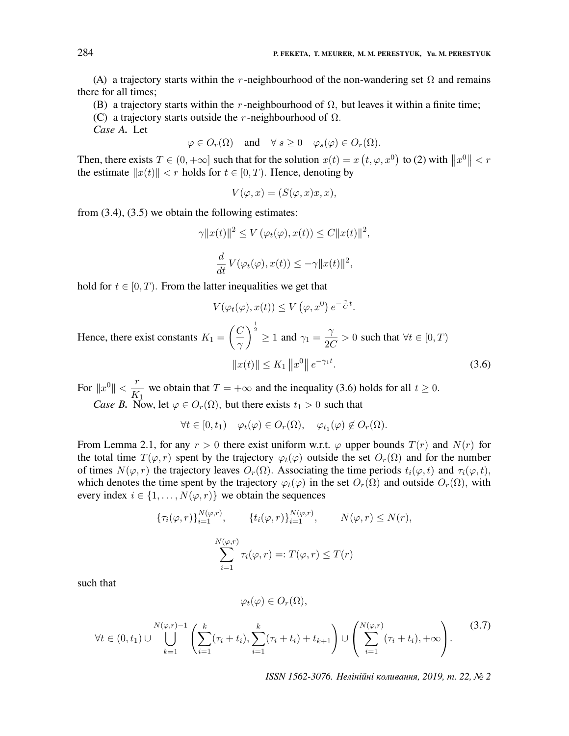(A) a trajectory starts within the $r$-neighbourhood of the non-wandering set $\Omega$ and remains there for all times;

(B) a trajectory starts within the $r$-neighbourhood of $\Omega,$ but leaves it within a finite time;

(C) a trajectory starts outside the $r$-neighbourhood of $\Omega.$

*Case A.* Let

$$\varphi \in O_r(\Omega) \quad \text{and} \quad \forall\, s \geq 0 \quad \varphi_s(\varphi) \in O_r(\Omega).$$

Then, there exists $T \in (0, +\infty]$ such that for the solution $x(t) = x\left(t, \varphi, x^0\right)$ to (2) with $\left\|x^0\right\| < r$ the estimate $\|x(t)\| < r$ holds for $t \in [0, T)$. Hence, denoting by

$$V(\varphi, x) = (S(\varphi, x)x, x),$$

from (3.4), (3.5) we obtain the following estimates:

$$\gamma \|x(t)\|^2 \leq V\left(\varphi_t(\varphi), x(t)\right) \leq C\|x(t)\|^2,$$

$$\frac{d}{dt}\, V(\varphi_t(\varphi), x(t)) \leq -\gamma \|x(t)\|^2,$$

hold for $t \in [0, T)$. From the latter inequalities we get that

$$V(\varphi_t(\varphi), x(t)) \leq V\left(\varphi, x^0\right) e^{-\frac{\gamma}{C}t}.$$

Hence, there exist constants $K_1 = \left(\dfrac{C}{\gamma}\right)^{\frac{1}{2}} \geq 1$ and $\gamma_1 = \dfrac{\gamma}{2C} > 0$ such that $\forall t \in [0, T)$

$$\|x(t)\| \leq K_1 \left\|x^0\right\| e^{-\gamma_1 t}. \tag{3.6}$$

For $\|x^0\| < \dfrac{r}{K_1}$ we obtain that $T = +\infty$ and the inequality (3.6) holds for all $t \geq 0.$

*Case B.* Now, let $\varphi \in O_r(\Omega),$ but there exists $t_1 > 0$ such that

$$\forall t \in [0, t_1) \quad \varphi_t(\varphi) \in O_r(\Omega), \quad \varphi_{t_1}(\varphi) \notin O_r(\Omega).$$

From Lemma 2.1, for any $r > 0$ there exist uniform w.r.t. $\varphi$ upper bounds $T(r)$ and $N(r)$ for the total time $T(\varphi, r)$ spent by the trajectory $\varphi_t(\varphi)$ outside the set $O_r(\Omega)$ and for the number of times $N(\varphi, r)$ the trajectory leaves $O_r(\Omega)$. Associating the time periods $t_i(\varphi, t)$ and $\tau_i(\varphi, t)$, which denotes the time spent by the trajectory $\varphi_t(\varphi)$ in the set $O_r(\Omega)$ and outside $O_r(\Omega)$, with every index $i \in \{1, \ldots, N(\varphi, r)\}$ we obtain the sequences

$$\{\tau_i(\varphi, r)\}_{i=1}^{N(\varphi,r)}, \qquad \{t_i(\varphi, r)\}_{i=1}^{N(\varphi,r)}, \qquad N(\varphi, r) \leq N(r),$$

$$\sum_{i=1}^{N(\varphi,r)} \tau_i(\varphi, r) =: T(\varphi, r) \leq T(r)$$

such that

$$\varphi_t(\varphi) \in O_r(\Omega),$$

$$\forall t \in (0, t_1) \cup \bigcup_{k=1}^{N(\varphi,r)-1} \left( \sum_{i=1}^{k} (\tau_i + t_i), \sum_{i=1}^{k} (\tau_i + t_i) + t_{k+1} \right) \cup \left( \sum_{i=1}^{N(\varphi,r)} (\tau_i + t_i), +\infty \right). \tag{3.7}$$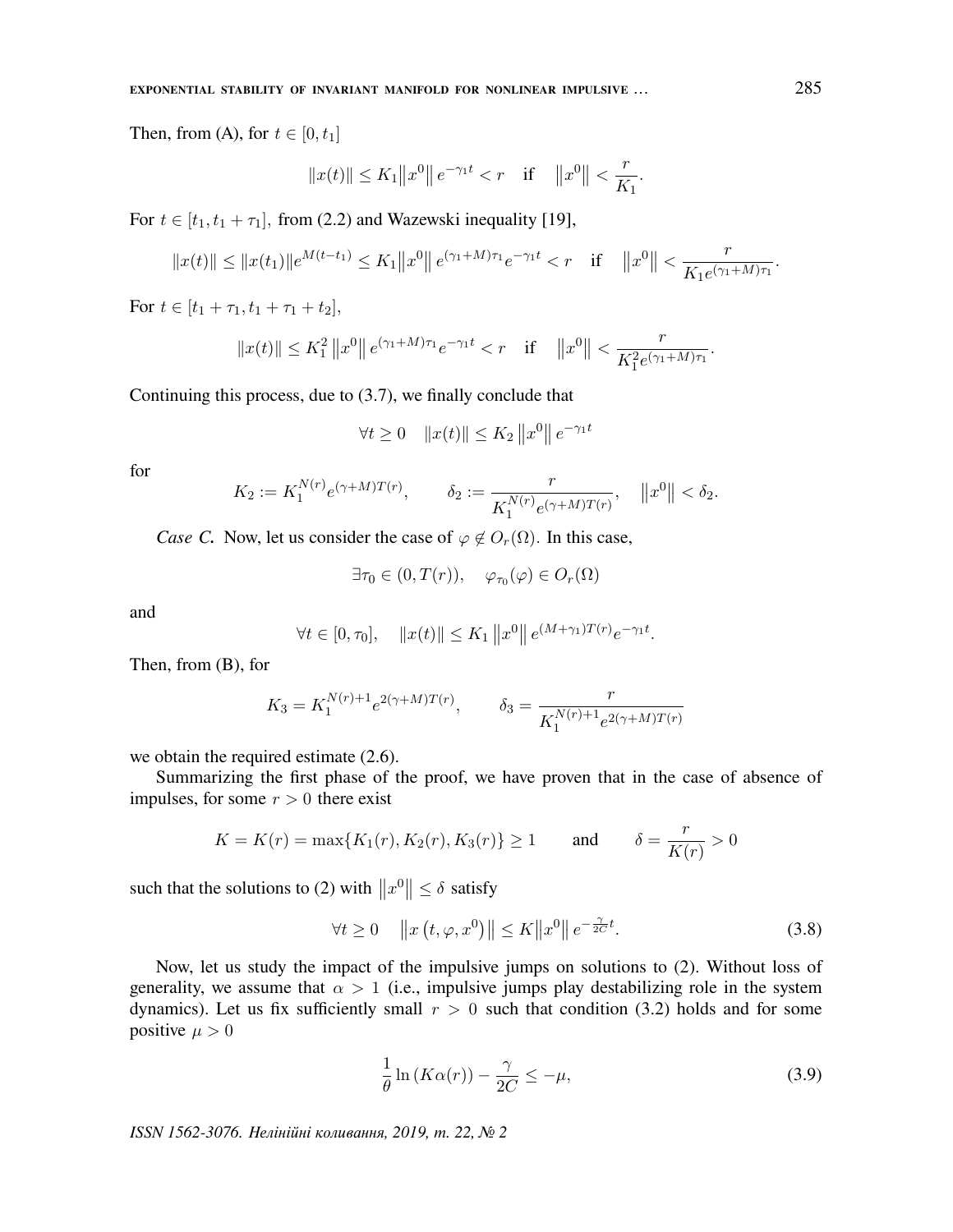Then, from (A), for $t \in [0, t_1]$

$$\|x(t)\| \le K_1 \|x^0\| e^{-\gamma_1 t} < r \quad \text{if} \quad \|x^0\| < \frac{r}{K_1}.$$

For $t \in [t_1, t_1 + \tau_1],$ from (2.2) and Wazewski inequality [19],

$$\|x(t)\| \le \|x(t_1)\| e^{M(t-t_1)} \le K_1 \|x^0\| e^{(\gamma_1 + M)\tau_1} e^{-\gamma_1 t} < r \quad \text{if} \quad \|x^0\| < \frac{r}{K_1 e^{(\gamma_1+M)\tau_1}}.$$

For $t \in [t_1 + \tau_1, t_1 + \tau_1 + t_2],$

$$\|x(t)\| \le K_1^2 \|x^0\| e^{(\gamma_1 + M)\tau_1} e^{-\gamma_1 t} < r \quad \text{if} \quad \|x^0\| < \frac{r}{K_1^2 e^{(\gamma_1+M)\tau_1}}.$$

Continuing this process, due to (3.7), we finally conclude that

$$\forall t \ge 0 \quad \|x(t)\| \le K_2 \|x^0\| e^{-\gamma_1 t}$$

for

$$K_2 := K_1^{N(r)} e^{(\gamma+M)T(r)}, \qquad \delta_2 := \frac{r}{K_1^{N(r)} e^{(\gamma+M)T(r)}}, \quad \|x^0\| < \delta_2.$$

*Case C.* Now, let us consider the case of $\varphi \notin O_r(\Omega).$ In this case,

$$\exists \tau_0 \in (0, T(r)), \quad \varphi_{\tau_0}(\varphi) \in O_r(\Omega)$$

and

$$\forall t \in [0, \tau_0], \quad \|x(t)\| \le K_1 \|x^0\| e^{(M+\gamma_1)T(r)} e^{-\gamma_1 t}.$$

Then, from (B), for

$$K_3 = K_1^{N(r)+1} e^{2(\gamma+M)T(r)}, \qquad \delta_3 = \frac{r}{K_1^{N(r)+1} e^{2(\gamma+M)T(r)}}$$

we obtain the required estimate (2.6).

Summarizing the first phase of the proof, we have proven that in the case of absence of impulses, for some $r > 0$ there exist

$$K = K(r) = \max\{K_1(r), K_2(r), K_3(r)\} \ge 1 \qquad \text{and} \qquad \delta = \frac{r}{K(r)} > 0$$

such that the solutions to (2) with $\|x^0\| \le \delta$ satisfy

$$\forall t \ge 0 \quad \|x(t, \varphi, x^0)\| \le K \|x^0\| e^{-\frac{\gamma}{2C} t}. \tag{3.8}$$

Now, let us study the impact of the impulsive jumps on solutions to (2). Without loss of generality, we assume that $\alpha > 1$ (i.e., impulsive jumps play destabilizing role in the system dynamics). Let us fix sufficiently small $r > 0$ such that condition (3.2) holds and for some positive $\mu > 0$

$$\frac{1}{\theta} \ln (K\alpha(r)) - \frac{\gamma}{2C} \le -\mu, \tag{3.9}$$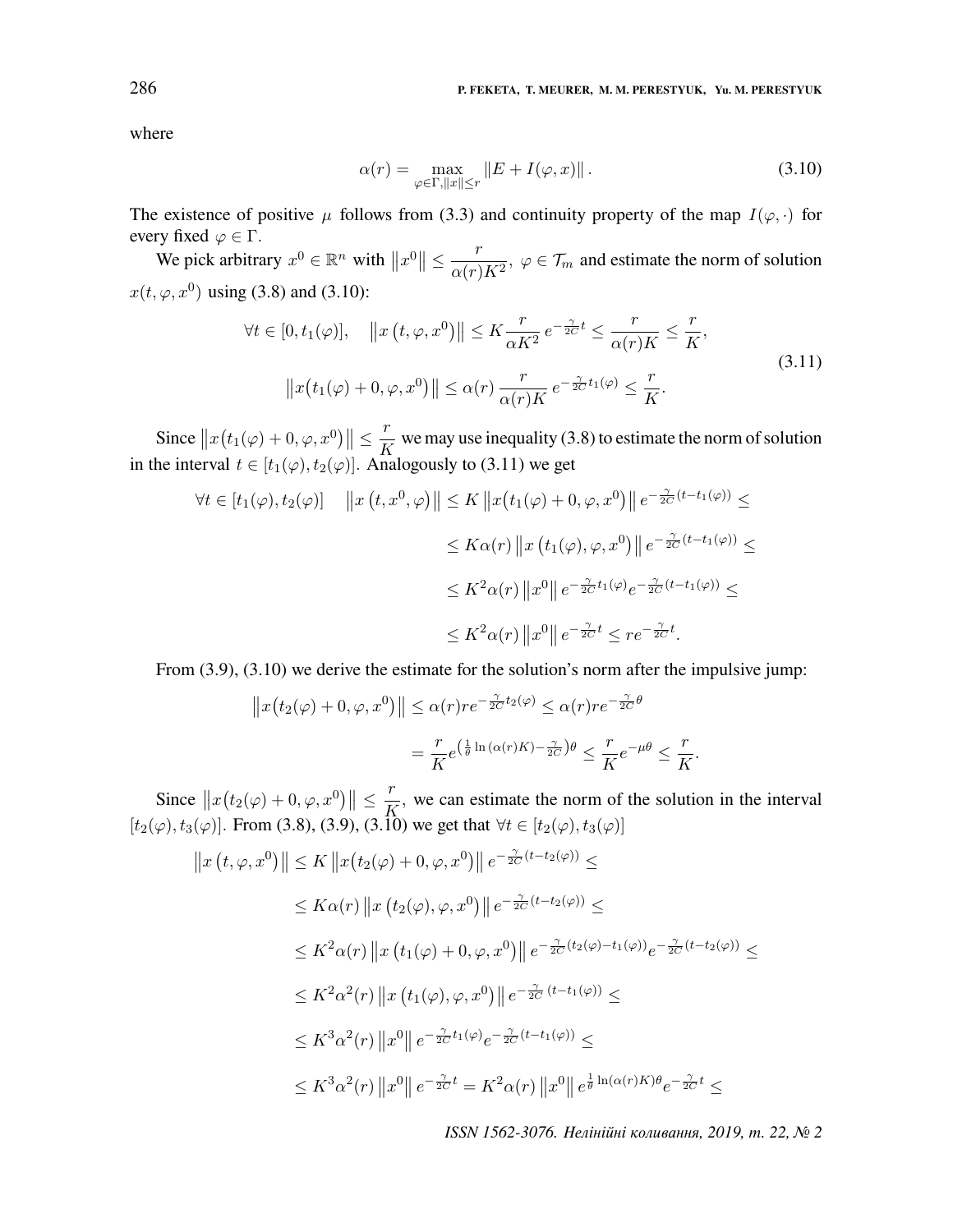where

$$\alpha(r) = \max_{\varphi \in \Gamma, \|x\| \le r} \|E + I(\varphi, x)\| . \tag{3.10}$$

The existence of positive $\mu$ follows from (3.3) and continuity property of the map $I(\varphi, \cdot)$ for every fixed $\varphi \in \Gamma$.

We pick arbitrary $x^0 \in \mathbb{R}^n$ with $\|x^0\| \le \dfrac{r}{\alpha(r)K^2}$, $\varphi \in \mathcal{T}_m$ and estimate the norm of solution $x(t, \varphi, x^0)$ using (3.8) and (3.10):

$$\begin{gathered}
\forall t \in [0, t_1(\varphi)], \quad \left\| x\left(t, \varphi, x^0\right)\right\| \le K \frac{r}{\alpha K^2}\, e^{-\frac{\gamma}{2C} t} \le \frac{r}{\alpha(r) K} \le \frac{r}{K}, \\
\left\| x\big(t_1(\varphi) + 0, \varphi, x^0\big)\right\| \le \alpha(r)\, \frac{r}{\alpha(r) K}\, e^{-\frac{\gamma}{2C} t_1(\varphi)} \le \frac{r}{K}.
\end{gathered} \tag{3.11}$$

Since $\left\| x\big(t_1(\varphi) + 0, \varphi, x^0\big)\right\| \le \dfrac{r}{K}$ we may use inequality (3.8) to estimate the norm of solution in the interval $t \in [t_1(\varphi), t_2(\varphi)]$. Analogously to (3.11) we get

$$\begin{aligned}
\forall t \in [t_1(\varphi), t_2(\varphi)] \quad \left\| x\left(t, x^0, \varphi\right)\right\| &\le K \left\| x\big(t_1(\varphi) + 0, \varphi, x^0\big)\right\| e^{-\frac{\gamma}{2C}(t - t_1(\varphi))} \le \\
&\le K \alpha(r) \left\| x\left(t_1(\varphi), \varphi, x^0\right)\right\| e^{-\frac{\gamma}{2C}(t - t_1(\varphi))} \le \\
&\le K^2 \alpha(r) \left\| x^0 \right\| e^{-\frac{\gamma}{2C} t_1(\varphi)} e^{-\frac{\gamma}{2C}(t - t_1(\varphi))} \le \\
&\le K^2 \alpha(r) \left\| x^0 \right\| e^{-\frac{\gamma}{2C} t} \le r e^{-\frac{\gamma}{2C} t}.
\end{aligned}$$

From (3.9), (3.10) we derive the estimate for the solution's norm after the impulsive jump:

$$\begin{aligned}
\left\| x\big(t_2(\varphi) + 0, \varphi, x^0\big)\right\| &\le \alpha(r) r e^{-\frac{\gamma}{2C} t_2(\varphi)} \le \alpha(r) r e^{-\frac{\gamma}{2C}\theta} \\
&= \frac{r}{K} e^{\left(\frac{1}{\theta} \ln(\alpha(r)K) - \frac{\gamma}{2C}\right)\theta} \le \frac{r}{K} e^{-\mu\theta} \le \frac{r}{K}.
\end{aligned}$$

Since $\left\| x\big(t_2(\varphi) + 0, \varphi, x^0\big)\right\| \le \dfrac{r}{K}$, we can estimate the norm of the solution in the interval $[t_2(\varphi), t_3(\varphi)]$. From (3.8), (3.9), (3.10) we get that $\forall t \in [t_2(\varphi), t_3(\varphi)]$

$$\begin{aligned}
\left\| x\left(t, \varphi, x^0\right)\right\| &\le K \left\| x\big(t_2(\varphi) + 0, \varphi, x^0\big)\right\| e^{-\frac{\gamma}{2C}(t - t_2(\varphi))} \le \\
&\le K \alpha(r) \left\| x\left(t_2(\varphi), \varphi, x^0\right)\right\| e^{-\frac{\gamma}{2C}(t - t_2(\varphi))} \le \\
&\le K^2 \alpha(r) \left\| x\left(t_1(\varphi) + 0, \varphi, x^0\right)\right\| e^{-\frac{\gamma}{2C}(t_2(\varphi) - t_1(\varphi))} e^{-\frac{\gamma}{2C}(t - t_2(\varphi))} \le \\
&\le K^2 \alpha^2(r) \left\| x\left(t_1(\varphi), \varphi, x^0\right)\right\| e^{-\frac{\gamma}{2C}(t - t_1(\varphi))} \le \\
&\le K^3 \alpha^2(r) \left\| x^0 \right\| e^{-\frac{\gamma}{2C} t_1(\varphi)} e^{-\frac{\gamma}{2C}(t - t_1(\varphi))} \le \\
&\le K^3 \alpha^2(r) \left\| x^0 \right\| e^{-\frac{\gamma}{2C} t} = K^2 \alpha(r) \left\| x^0 \right\| e^{\frac{1}{\theta} \ln(\alpha(r)K)\theta} e^{-\frac{\gamma}{2C} t} \le
\end{aligned}$$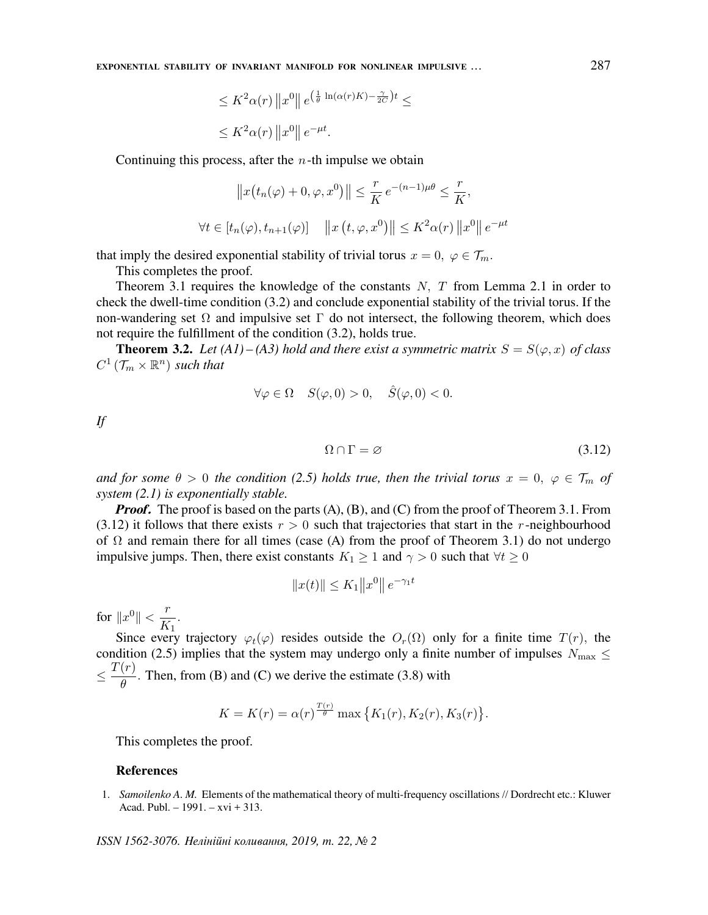$$\leq K^2\alpha(r)\left\|x^0\right\| e^{\left(\frac{1}{\theta}\ln(\alpha(r)K)-\frac{\gamma}{2C}\right)t} \leq$$

$$\leq K^2\alpha(r)\left\|x^0\right\| e^{-\mu t}.$$

Continuing this process, after the $n$-th impulse we obtain

$$\left\|x\big(t_n(\varphi)+0,\varphi,x^0\big)\right\| \leq \frac{r}{K}\,e^{-(n-1)\mu\theta} \leq \frac{r}{K},$$

$$\forall t \in [t_n(\varphi), t_{n+1}(\varphi)] \quad \left\|x\left(t,\varphi,x^0\right)\right\| \leq K^2\alpha(r)\left\|x^0\right\| e^{-\mu t}$$

that imply the desired exponential stability of trivial torus $x = 0,\ \varphi \in \mathcal{T}_m$.

This completes the proof.

Theorem 3.1 requires the knowledge of the constants $N$, $T$ from Lemma 2.1 in order to check the dwell-time condition (3.2) and conclude exponential stability of the trivial torus. If the non-wandering set $\Omega$ and impulsive set $\Gamma$ do not intersect, the following theorem, which does not require the fulfillment of the condition (3.2), holds true.

**Theorem 3.2.** *Let (A1) – (A3) hold and there exist a symmetric matrix $S = S(\varphi, x)$ of class $C^1(\mathcal{T}_m \times \mathbb{R}^n)$ such that*

$$\forall \varphi \in \Omega \quad S(\varphi, 0) > 0, \quad \hat{S}(\varphi, 0) < 0.$$

*If*

$$\Omega \cap \Gamma = \varnothing \tag{3.12}$$

*and for some $\theta > 0$ the condition (2.5) holds true, then the trivial torus $x = 0,\ \varphi \in \mathcal{T}_m$ of system (2.1) is exponentially stable.*

***Proof.*** The proof is based on the parts (A), (B), and (C) from the proof of Theorem 3.1. From (3.12) it follows that there exists $r > 0$ such that trajectories that start in the $r$-neighbourhood of $\Omega$ and remain there for all times (case (A) from the proof of Theorem 3.1) do not undergo impulsive jumps. Then, there exist constants $K_1 \geq 1$ and $\gamma > 0$ such that $\forall t \geq 0$

$$\|x(t)\| \leq K_1\left\|x^0\right\| e^{-\gamma_1 t}$$

for $\|x^0\| < \dfrac{r}{K_1}$.

Since every trajectory $\varphi_t(\varphi)$ resides outside the $O_r(\Omega)$ only for a finite time $T(r)$, the condition (2.5) implies that the system may undergo only a finite number of impulses $N_{\max} \leq \leq \dfrac{T(r)}{\theta}$. Then, from (B) and (C) we derive the estimate (3.8) with

$$K = K(r) = \alpha(r)^{\frac{T(r)}{\theta}} \max\left\{K_1(r), K_2(r), K_3(r)\right\}.$$

This completes the proof.

### References

1. *Samoilenko A. M.* Elements of the mathematical theory of multi-frequency oscillations // Dordrecht etc.: Kluwer Acad. Publ. – 1991. – xvi + 313.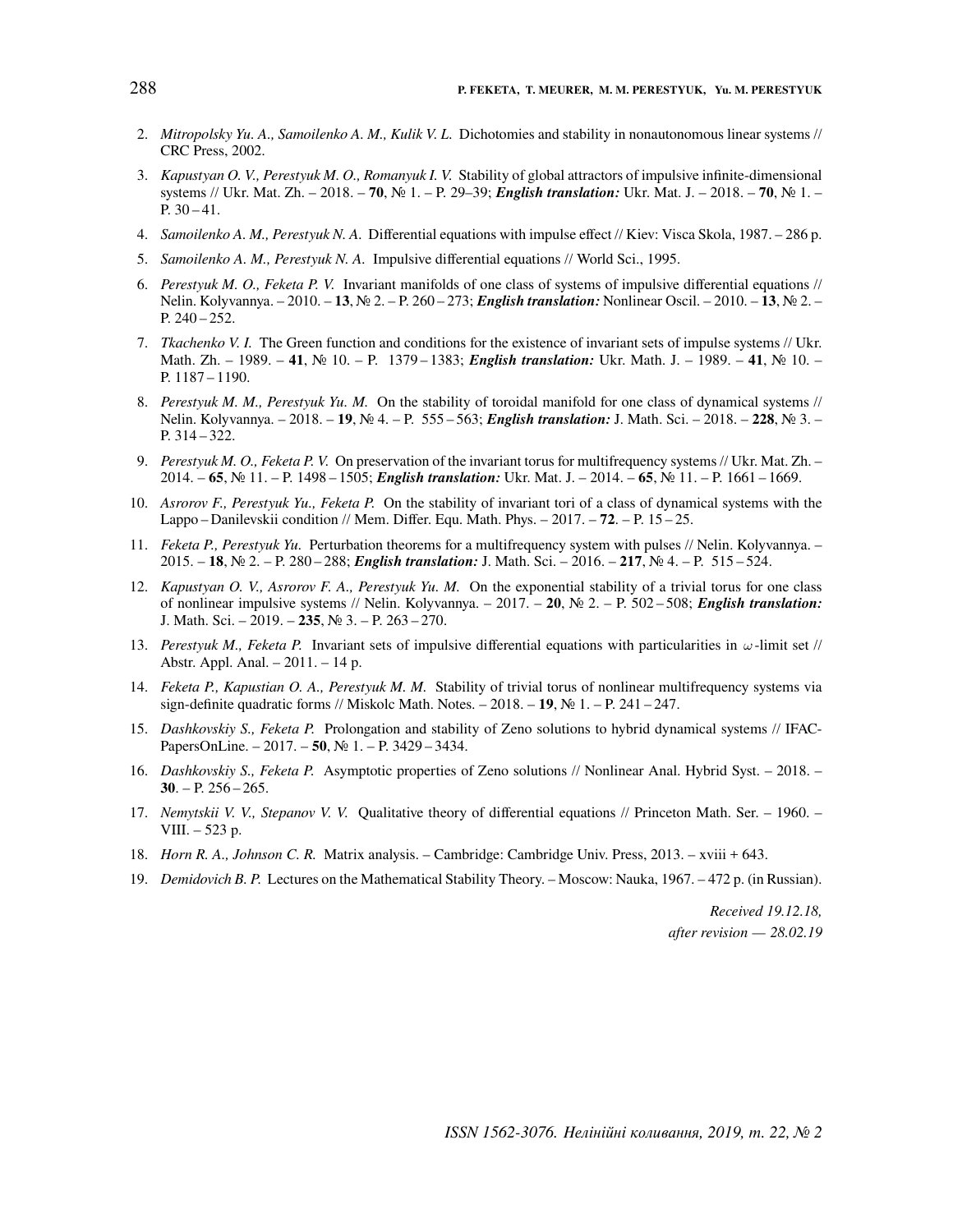2. *Mitropolsky Yu. A., Samoilenko A. M., Kulik V. L.* Dichotomies and stability in nonautonomous linear systems // CRC Press, 2002.

3. *Kapustyan O. V., Perestyuk M. O., Romanyuk I. V.* Stability of global attractors of impulsive infinite-dimensional systems // Ukr. Mat. Zh. – 2018. – **70**, № 1. – P. 29–39; ***English translation:*** Ukr. Mat. J. – 2018. – **70**, № 1. – P. 30 – 41.

4. *Samoilenko A. M., Perestyuk N. A.* Differential equations with impulse effect // Kiev: Visca Skola, 1987. – 286 p.

5. *Samoilenko A. M., Perestyuk N. A.* Impulsive differential equations // World Sci., 1995.

6. *Perestyuk M. O., Feketa P. V.* Invariant manifolds of one class of systems of impulsive differential equations // Nelin. Kolyvannya. – 2010. – **13**, № 2. – P. 260 – 273; ***English translation:*** Nonlinear Oscil. – 2010. – **13**, № 2. – P. 240 – 252.

7. *Tkachenko V. I.* The Green function and conditions for the existence of invariant sets of impulse systems // Ukr. Math. Zh. – 1989. – **41**, № 10. – P. 1379 – 1383; ***English translation:*** Ukr. Math. J. – 1989. – **41**, № 10. – P. 1187 – 1190.

8. *Perestyuk M. M., Perestyuk Yu. M.* On the stability of toroidal manifold for one class of dynamical systems // Nelin. Kolyvannya. – 2018. – **19**, № 4. – P. 555 – 563; ***English translation:*** J. Math. Sci. – 2018. – **228**, № 3. – P. 314 – 322.

9. *Perestyuk M. O., Feketa P. V.* On preservation of the invariant torus for multifrequency systems // Ukr. Mat. Zh. – 2014. – **65**, № 11. – P. 1498 – 1505; ***English translation:*** Ukr. Mat. J. – 2014. – **65**, № 11. – P. 1661 – 1669.

10. *Asrorov F., Perestyuk Yu., Feketa P.* On the stability of invariant tori of a class of dynamical systems with the Lappo – Danilevskii condition // Mem. Differ. Equ. Math. Phys. – 2017. – **72**. – P. 15 – 25.

11. *Feketa P., Perestyuk Yu.* Perturbation theorems for a multifrequency system with pulses // Nelin. Kolyvannya. – 2015. – **18**, № 2. – P. 280 – 288; ***English translation:*** J. Math. Sci. – 2016. – **217**, № 4. – P. 515 – 524.

12. *Kapustyan O. V., Asrorov F. A., Perestyuk Yu. M.* On the exponential stability of a trivial torus for one class of nonlinear impulsive systems // Nelin. Kolyvannya. – 2017. – **20**, № 2. – P. 502 – 508; ***English translation:*** J. Math. Sci. – 2019. – **235**, № 3. – P. 263 – 270.

13. *Perestyuk M., Feketa P.* Invariant sets of impulsive differential equations with particularities in $\omega$-limit set // Abstr. Appl. Anal. – 2011. – 14 p.

14. *Feketa P., Kapustian O. A., Perestyuk M. M.* Stability of trivial torus of nonlinear multifrequency systems via sign-definite quadratic forms // Miskolc Math. Notes. – 2018. – **19**, № 1. – P. 241 – 247.

15. *Dashkovskiy S., Feketa P.* Prolongation and stability of Zeno solutions to hybrid dynamical systems // IFAC-PapersOnLine. – 2017. – **50**, № 1. – P. 3429 – 3434.

16. *Dashkovskiy S., Feketa P.* Asymptotic properties of Zeno solutions // Nonlinear Anal. Hybrid Syst. – 2018. – **30**. – P. 256 – 265.

17. *Nemytskii V. V., Stepanov V. V.* Qualitative theory of differential equations // Princeton Math. Ser. – 1960. – VIII. – 523 p.

18. *Horn R. A., Johnson C. R.* Matrix analysis. – Cambridge: Cambridge Univ. Press, 2013. – xviii + 643.

19. *Demidovich B. P.* Lectures on the Mathematical Stability Theory. – Moscow: Nauka, 1967. – 472 p. (in Russian).

*Received 19.12.18,*
*after revision — 28.02.19*